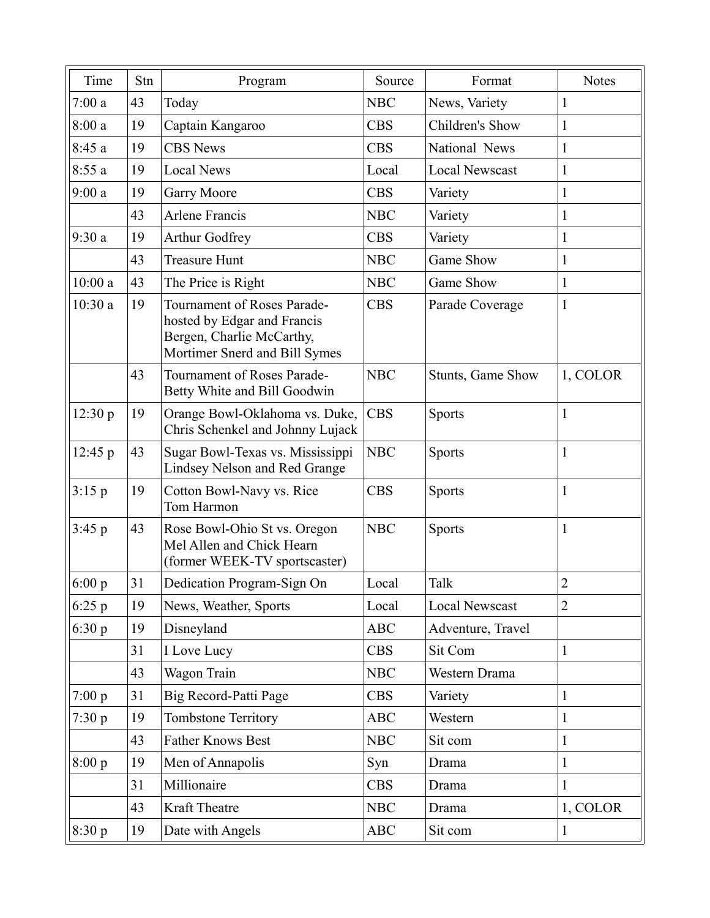| Time | Stn | Program | Source | Format | Notes |
|---|---|---|---|---|---|
| 7:00 a | 43 | Today | NBC | News, Variety | 1 |
| 8:00 a | 19 | Captain Kangaroo | CBS | Children's Show | 1 |
| 8:45 a | 19 | CBS News | CBS | National News | 1 |
| 8:55 a | 19 | Local News | Local | Local Newscast | 1 |
| 9:00 a | 19 | Garry Moore | CBS | Variety | 1 |
| | 43 | Arlene Francis | NBC | Variety | 1 |
| 9:30 a | 19 | Arthur Godfrey | CBS | Variety | 1 |
| | 43 | Treasure Hunt | NBC | Game Show | 1 |
| 10:00 a | 43 | The Price is Right | NBC | Game Show | 1 |
| 10:30 a | 19 | Tournament of Roses Parade-hosted by Edgar and Francis Bergen, Charlie McCarthy, Mortimer Snerd and Bill Symes | CBS | Parade Coverage | 1 |
| | 43 | Tournament of Roses Parade-Betty White and Bill Goodwin | NBC | Stunts, Game Show | 1, COLOR |
| 12:30 p | 19 | Orange Bowl-Oklahoma vs. Duke, Chris Schenkel and Johnny Lujack | CBS | Sports | 1 |
| 12:45 p | 43 | Sugar Bowl-Texas vs. Mississippi Lindsey Nelson and Red Grange | NBC | Sports | 1 |
| 3:15 p | 19 | Cotton Bowl-Navy vs. Rice Tom Harmon | CBS | Sports | 1 |
| 3:45 p | 43 | Rose Bowl-Ohio St vs. Oregon Mel Allen and Chick Hearn (former WEEK-TV sportscaster) | NBC | Sports | 1 |
| 6:00 p | 31 | Dedication Program-Sign On | Local | Talk | 2 |
| 6:25 p | 19 | News, Weather, Sports | Local | Local Newscast | 2 |
| 6:30 p | 19 | Disneyland | ABC | Adventure, Travel | |
| | 31 | I Love Lucy | CBS | Sit Com | 1 |
| | 43 | Wagon Train | NBC | Western Drama | |
| 7:00 p | 31 | Big Record-Patti Page | CBS | Variety | 1 |
| 7:30 p | 19 | Tombstone Territory | ABC | Western | 1 |
| | 43 | Father Knows Best | NBC | Sit com | 1 |
| 8:00 p | 19 | Men of Annapolis | Syn | Drama | 1 |
| | 31 | Millionaire | CBS | Drama | 1 |
| | 43 | Kraft Theatre | NBC | Drama | 1, COLOR |
| 8:30 p | 19 | Date with Angels | ABC | Sit com | 1 |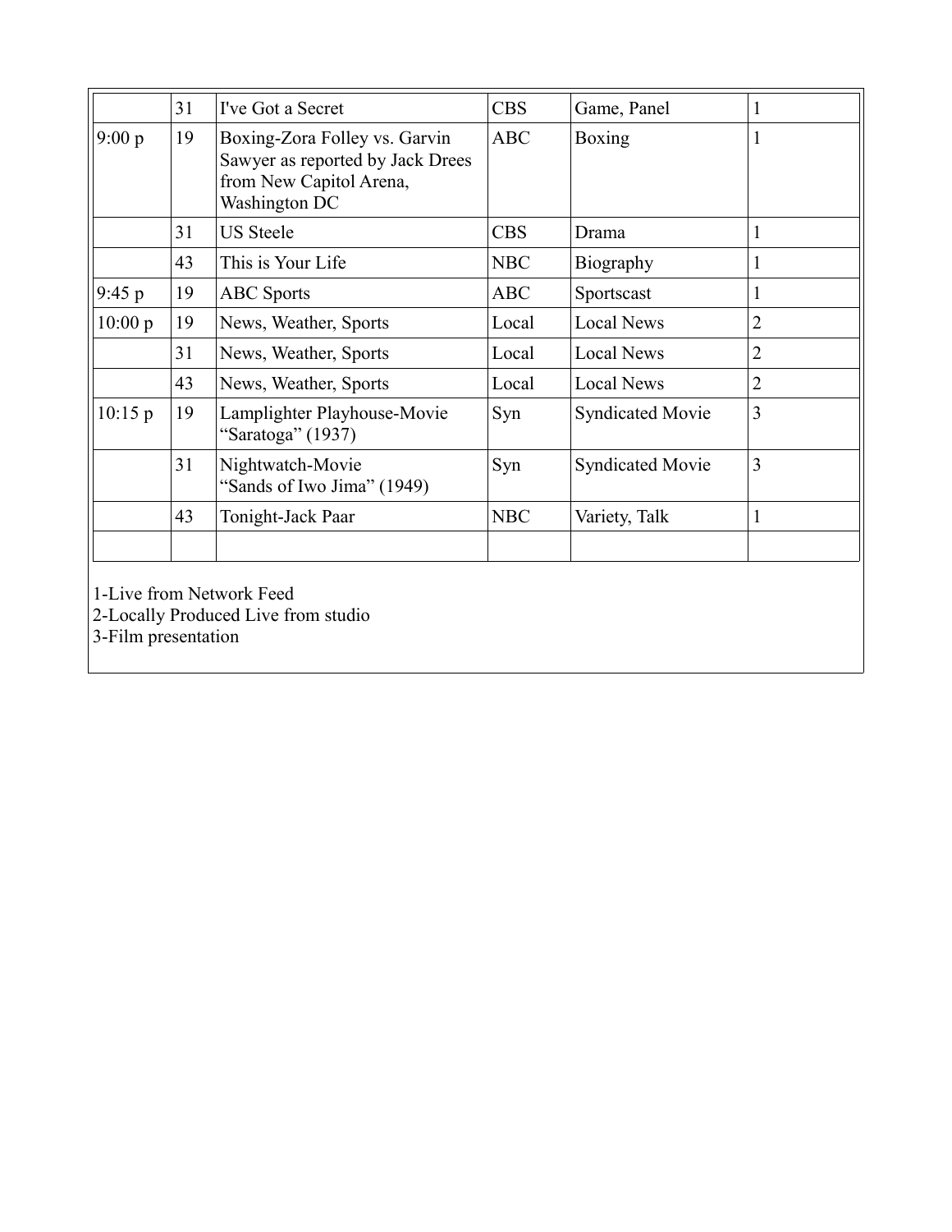| | | | | | |
|---|---|---|---|---|---|
| | 31 | I've Got a Secret | CBS | Game, Panel | 1 |
| 9:00 p | 19 | Boxing-Zora Folley vs. Garvin Sawyer as reported by Jack Drees from New Capitol Arena, Washington DC | ABC | Boxing | 1 |
| | 31 | US Steele | CBS | Drama | 1 |
| | 43 | This is Your Life | NBC | Biography | 1 |
| 9:45 p | 19 | ABC Sports | ABC | Sportscast | 1 |
| 10:00 p | 19 | News, Weather, Sports | Local | Local News | 2 |
| | 31 | News, Weather, Sports | Local | Local News | 2 |
| | 43 | News, Weather, Sports | Local | Local News | 2 |
| 10:15 p | 19 | Lamplighter Playhouse-Movie "Saratoga" (1937) | Syn | Syndicated Movie | 3 |
| | 31 | Nightwatch-Movie "Sands of Iwo Jima" (1949) | Syn | Syndicated Movie | 3 |
| | 43 | Tonight-Jack Paar | NBC | Variety, Talk | 1 |
| | | | | | |

1-Live from Network Feed
2-Locally Produced Live from studio
3-Film presentation